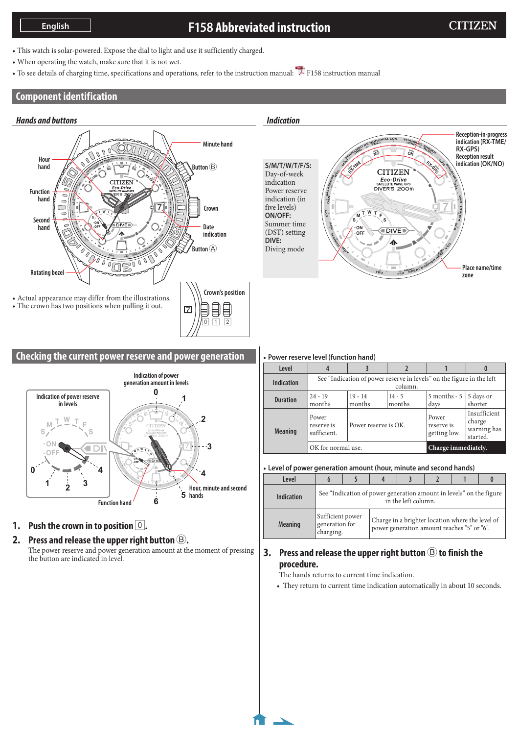English

# F158 Abbreviated instruction

CITIZEN

- This watch is solar-powered. Expose the dial to light and use it sufficiently charged.
- When operating the watch, make sure that it is not wet.
- To see details of charging time, specifications and operations, refer to the instruction manual: F158 instruction manual

## Component identification

### *Hands and buttons*

Minute hand, Hour hand, Button Ⓑ, Function hand, Crown, Second hand, Date indication, Button Ⓐ, Rotating bezel

- Actual appearance may differ from the illustrations.
- The crown has two positions when pulling it out.

Crown's position: 0, 1, 2

### *Indication*

Reception-in-progress indication (RX-TME/RX-GPS)
Reception result indication (OK/NO)
Place name/time zone

**S/M/T/W/T/F/S:** Day-of-week indication Power reserve indication (in five levels)
**ON/OFF:** Summer time (DST) setting
**DIVE:** Diving mode

## Checking the current power reserve and power generation

Indication of power reserve in levels
Indication of power generation amount in levels
Function hand
Hour, minute and second hands

1. **Push the crown in to position 0.**
2. **Press and release the upper right button Ⓑ.**
   The power reserve and power generation amount at the moment of pressing the button are indicated in level.

- Power reserve level (function hand)

| Level | 4 | 3 | 2 | 1 | 0 |
|---|---|---|---|---|---|
| Indication | See "Indication of power reserve in levels" on the figure in the left column. | | | | |
| Duration | 24 - 19 months | 19 - 14 months | 14 - 5 months | 5 months - 5 days | 5 days or shorter |
| Meaning | Power reserve is sufficient. | Power reserve is OK. | | Power reserve is getting low. | Insufficient charge warning has started. |
| | OK for normal use. | | | | **Charge immediately.** |

- Level of power generation amount (hour, minute and second hands)

| Level | 6 | 5 | 4 | 3 | 2 | 1 | 0 |
|---|---|---|---|---|---|---|---|
| Indication | See "Indication of power generation amount in levels" on the figure in the left column. | | | | | | |
| Meaning | Sufficient power generation for charging. | Charge in a brighter location where the level of power generation amount reaches "5" or "6". | | | | | |

3. **Press and release the upper right button Ⓑ to finish the procedure.**
   The hands returns to current time indication.
   - They return to current time indication automatically in about 10 seconds.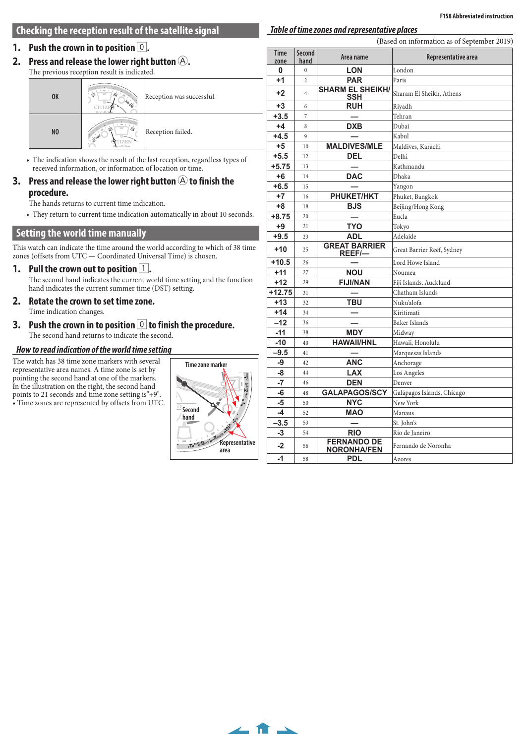## Checking the reception result of the satellite signal

**1. Push the crown in to position 0.**

**2. Press and release the lower right button Ⓐ.**

The previous reception result is indicated.

| | | |
|---|---|---|
| OK | | Reception was successful. |
| NO | | Reception failed. |

- The indication shows the result of the last reception, regardless types of received information, or information of location or time.

**3. Press and release the lower right button Ⓐ to finish the procedure.**

The hands returns to current time indication.

- They return to current time indication automatically in about 10 seconds.

## Setting the world time manually

This watch can indicate the time around the world according to which of 38 time zones (offsets from UTC — Coordinated Universal Time) is chosen.

**1. Pull the crown out to position 1.**

The second hand indicates the current world time setting and the function hand indicates the current summer time (DST) setting.

**2. Rotate the crown to set time zone.**

Time indication changes.

**3. Push the crown in to position 0 to finish the procedure.**

The second hand returns to indicate the second.

### *How to read indication of the world time setting*

The watch has 38 time zone markers with several representative area names. A time zone is set by pointing the second hand at one of the markers. In the illustration on the right, the second hand points to 21 seconds and time zone setting is"+9".

- Time zones are represented by offsets from UTC.

Time zone marker

Second hand

Representative area

### *Table of time zones and representative places*

(Based on information as of September 2019)

| Time zone | Second hand | Area name | Representative area |
|---|---|---|---|
| 0 | 0 | LON | London |
| +1 | 2 | PAR | Paris |
| +2 | 4 | SHARM EL SHEIKH/ SSH | Sharam El Sheikh, Athens |
| +3 | 6 | RUH | Riyadh |
| +3.5 | 7 | — | Tehran |
| +4 | 8 | DXB | Dubai |
| +4.5 | 9 | — | Kabul |
| +5 | 10 | MALDIVES/MLE | Maldives, Karachi |
| +5.5 | 12 | DEL | Delhi |
| +5.75 | 13 | — | Kathmandu |
| +6 | 14 | DAC | Dhaka |
| +6.5 | 15 | — | Yangon |
| +7 | 16 | PHUKET/HKT | Phuket, Bangkok |
| +8 | 18 | BJS | Beijing/Hong Kong |
| +8.75 | 20 | — | Eucla |
| +9 | 21 | TYO | Tokyo |
| +9.5 | 23 | ADL | Adelaide |
| +10 | 25 | GREAT BARRIER REEF/— | Great Barrier Reef, Sydney |
| +10.5 | 26 | — | Lord Howe Island |
| +11 | 27 | NOU | Noumea |
| +12 | 29 | FIJI/NAN | Fiji Islands, Auckland |
| +12.75 | 31 | — | Chatham Islands |
| +13 | 32 | TBU | Nuku'alofa |
| +14 | 34 | — | Kiritimati |
| –12 | 36 | — | Baker Islands |
| -11 | 38 | MDY | Midway |
| -10 | 40 | HAWAII/HNL | Hawaii, Honolulu |
| –9.5 | 41 | — | Marquesas Islands |
| -9 | 42 | ANC | Anchorage |
| -8 | 44 | LAX | Los Angeles |
| -7 | 46 | DEN | Denver |
| -6 | 48 | GALAPAGOS/SCY | Galápagos Islands, Chicago |
| -5 | 50 | NYC | New York |
| -4 | 52 | MAO | Manaus |
| –3.5 | 53 | — | St. John's |
| -3 | 54 | RIO | Rio de Janeiro |
| -2 | 56 | FERNANDO DE NORONHA/FEN | Fernando de Noronha |
| -1 | 58 | PDL | Azores |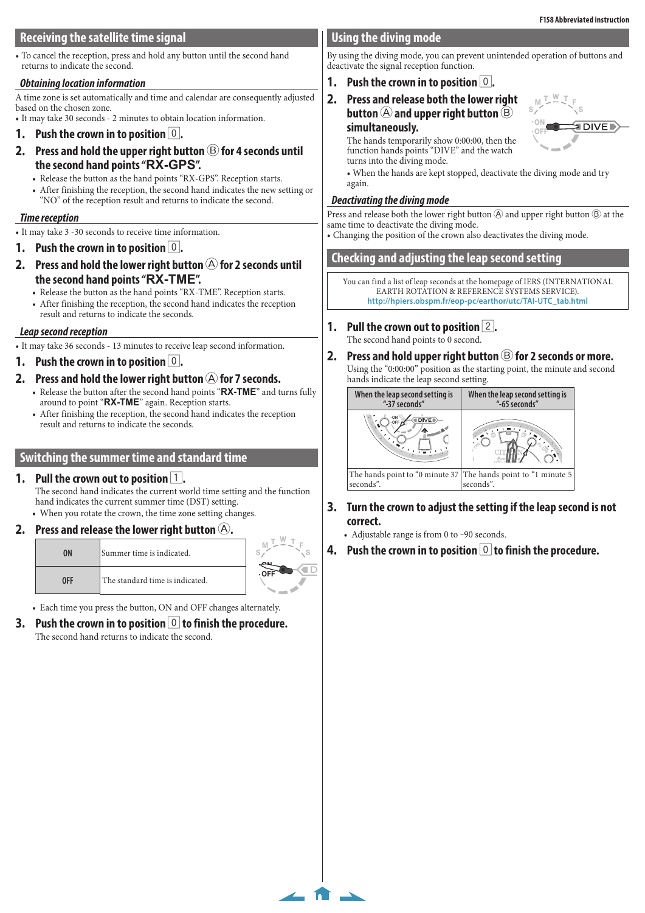## Receiving the satellite time signal

- To cancel the reception, press and hold any button until the second hand returns to indicate the second.

### Obtaining location information

A time zone is set automatically and time and calendar are consequently adjusted based on the chosen zone.
- It may take 30 seconds - 2 minutes to obtain location information.

1. **Push the crown in to position 0.**
2. **Press and hold the upper right button Ⓑ for 4 seconds until the second hand points "RX-GPS".**
   - Release the button as the hand points "RX-GPS". Reception starts.
   - After finishing the reception, the second hand indicates the new setting or "NO" of the reception result and returns to indicate the second.

### Time reception

- It may take 3 -30 seconds to receive time information.

1. **Push the crown in to position 0.**
2. **Press and hold the lower right button Ⓐ for 2 seconds until the second hand points "RX-TME".**
   - Release the button as the hand points "RX-TME". Reception starts.
   - After finishing the reception, the second hand indicates the reception result and returns to indicate the seconds.

### Leap second reception

- It may take 36 seconds - 13 minutes to receive leap second information.

1. **Push the crown in to position 0.**
2. **Press and hold the lower right button Ⓐ for 7 seconds.**
   - Release the button after the second hand points "**RX-TME**" and turns fully around to point "**RX-TME**" again. Reception starts.
   - After finishing the reception, the second hand indicates the reception result and returns to indicate the seconds.

## Switching the summer time and standard time

1. **Pull the crown out to position 1.**
   The second hand indicates the current world time setting and the function hand indicates the current summer time (DST) setting.
   - When you rotate the crown, the time zone setting changes.
2. **Press and release the lower right button Ⓐ.**

| | |
|---|---|
| ON | Summer time is indicated. |
| OFF | The standard time is indicated. |

   - Each time you press the button, ON and OFF changes alternately.
3. **Push the crown in to position 0 to finish the procedure.**
   The second hand returns to indicate the second.

## Using the diving mode

By using the diving mode, you can prevent unintended operation of buttons and deactivate the signal reception function.

1. **Push the crown in to position 0.**
2. **Press and release both the lower right button Ⓐ and upper right button Ⓑ simultaneously.**
   The hands temporarily show 0:00:00, then the function hands points "DIVE" and the watch turns into the diving mode.
   - When the hands are kept stopped, deactivate the diving mode and try again.

### Deactivating the diving mode

Press and release both the lower right button Ⓐ and upper right button Ⓑ at the same time to deactivate the diving mode.
- Changing the position of the crown also deactivates the diving mode.

## Checking and adjusting the leap second setting

You can find a list of leap seconds at the homepage of IERS (INTERNATIONAL EARTH ROTATION & REFERENCE SYSTEMS SERVICE).
http://hpiers.obspm.fr/eop-pc/earthor/utc/TAI-UTC_tab.html

1. **Pull the crown out to position 2.**
   The second hand points to 0 second.
2. **Press and hold upper right button Ⓑ for 2 seconds or more.**
   Using the "0:00:00" position as the starting point, the minute and second hands indicate the leap second setting.

| When the leap second setting is "-37 seconds" | When the leap second setting is "-65 seconds" |
|---|---|
| The hands point to "0 minute 37 seconds". | The hands point to "1 minute 5 seconds". |

3. **Turn the crown to adjust the setting if the leap second is not correct.**
   - Adjustable range is from 0 to -90 seconds.
4. **Push the crown in to position 0 to finish the procedure.**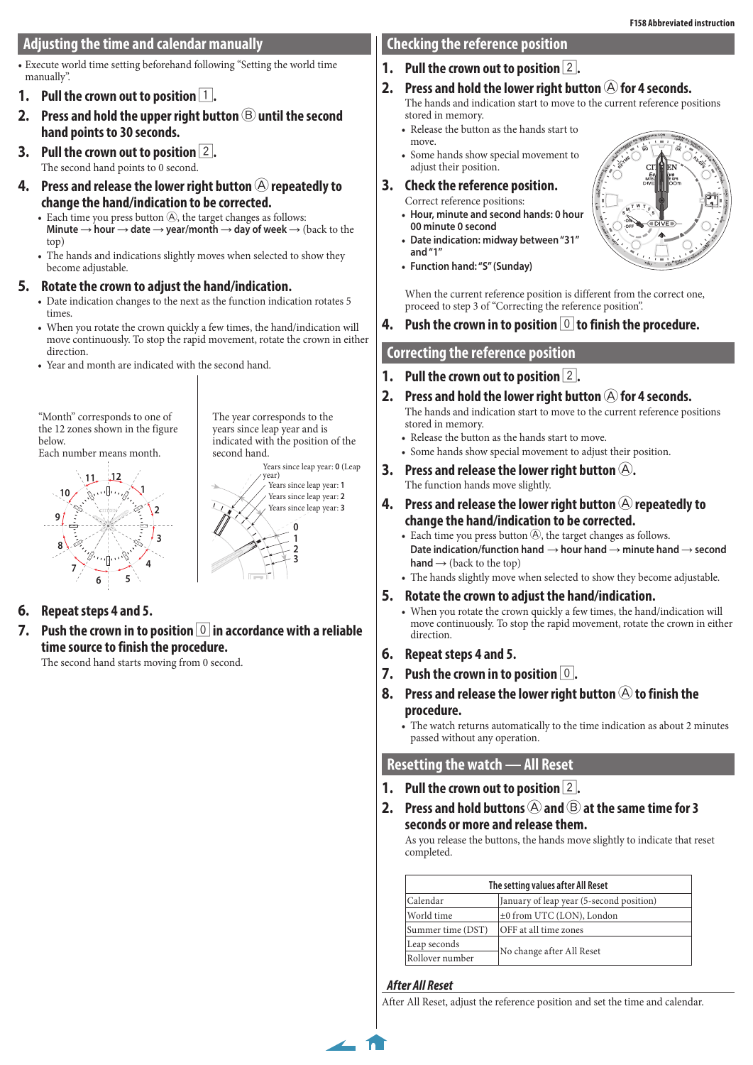## Adjusting the time and calendar manually

- Execute world time setting beforehand following "Setting the world time manually".

**1. Pull the crown out to position 1.**

**2. Press and hold the upper right button Ⓑ until the second hand points to 30 seconds.**

**3. Pull the crown out to position 2.**

The second hand points to 0 second.

**4. Press and release the lower right button Ⓐ repeatedly to change the hand/indication to be corrected.**

- Each time you press button Ⓐ, the target changes as follows: **Minute → hour → date → year/month → day of week →** (back to the top)
- The hands and indications slightly moves when selected to show they become adjustable.

**5. Rotate the crown to adjust the hand/indication.**

- Date indication changes to the next as the function indication rotates 5 times.
- When you rotate the crown quickly a few times, the hand/indication will move continuously. To stop the rapid movement, rotate the crown in either direction.
- Year and month are indicated with the second hand.

"Month" corresponds to one of the 12 zones shown in the figure below.
Each number means month.

11
12
1
2
3
4
5
6
7
8
9
10

The year corresponds to the years since leap year and is indicated with the position of the second hand.

Years since leap year: 0 (Leap year)
Years since leap year: 1
Years since leap year: 2
Years since leap year: 3

0
1
2
3

**6. Repeat steps 4 and 5.**

**7. Push the crown in to position 0 in accordance with a reliable time source to finish the procedure.**

The second hand starts moving from 0 second.

## Checking the reference position

**1. Pull the crown out to position 2.**

**2. Press and hold the lower right button Ⓐ for 4 seconds.**

The hands and indication start to move to the current reference positions stored in memory.

- Release the button as the hands start to move.
- Some hands show special movement to adjust their position.

**3. Check the reference position.**

Correct reference positions:

- **Hour, minute and second hands: 0 hour 00 minute 0 second**
- **Date indication: midway between "31" and "1"**
- **Function hand: "S" (Sunday)**

When the current reference position is different from the correct one, proceed to step 3 of "Correcting the reference position".

**4. Push the crown in to position 0 to finish the procedure.**

## Correcting the reference position

**1. Pull the crown out to position 2.**

**2. Press and hold the lower right button Ⓐ for 4 seconds.**

The hands and indication start to move to the current reference positions stored in memory.

- Release the button as the hands start to move.
- Some hands show special movement to adjust their position.

**3. Press and release the lower right button Ⓐ.**

The function hands move slightly.

**4. Press and release the lower right button Ⓐ repeatedly to change the hand/indication to be corrected.**

- Each time you press button Ⓐ, the target changes as follows. **Date indication/function hand → hour hand → minute hand → second hand →** (back to the top)
- The hands slightly move when selected to show they become adjustable.

**5. Rotate the crown to adjust the hand/indication.**

- When you rotate the crown quickly a few times, the hand/indication will move continuously. To stop the rapid movement, rotate the crown in either direction.

**6. Repeat steps 4 and 5.**

**7. Push the crown in to position 0.**

**8. Press and release the lower right button Ⓐ to finish the procedure.**

- The watch returns automatically to the time indication as about 2 minutes passed without any operation.

## Resetting the watch — All Reset

**1. Pull the crown out to position 2.**

**2. Press and hold buttons Ⓐ and Ⓑ at the same time for 3 seconds or more and release them.**

As you release the buttons, the hands move slightly to indicate that reset completed.

| The setting values after All Reset | |
|---|---|
| Calendar | January of leap year (5-second position) |
| World time | ±0 from UTC (LON), London |
| Summer time (DST) | OFF at all time zones |
| Leap seconds | No change after All Reset |
| Rollover number | |

### *After All Reset*

After All Reset, adjust the reference position and set the time and calendar.